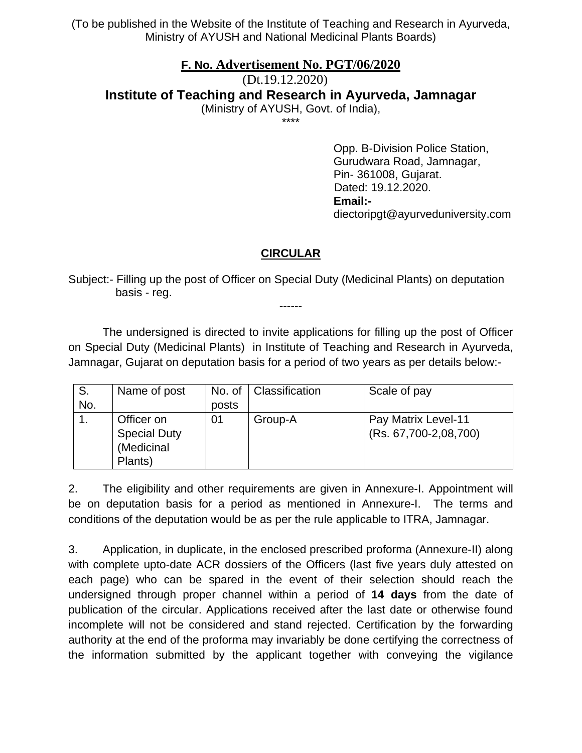(To be published in the Website of the Institute of Teaching and Research in Ayurveda, Ministry of AYUSH and National Medicinal Plants Boards)

**F. No. Advertisement No. PGT/06/2020**

(Dt.19.12.2020)

# Institute of Teaching and Research in Ayurveda, Jamnagar

(Ministry of AYUSH, Govt. of India),

\*\*\*\*

Opp. B-Division Police Station,
Gurudwara Road, Jamnagar,
Pin- 361008, Gujarat.
Dated: 19.12.2020.
**Email:-**
diectoripgt@ayurveduniversity.com

## CIRCULAR

Subject:- Filling up the post of Officer on Special Duty (Medicinal Plants) on deputation basis - reg.

------

The undersigned is directed to invite applications for filling up the post of Officer on Special Duty (Medicinal Plants) in Institute of Teaching and Research in Ayurveda, Jamnagar, Gujarat on deputation basis for a period of two years as per details below:-

| S. No. | Name of post | No. of posts | Classification | Scale of pay |
|---|---|---|---|---|
| 1. | Officer on Special Duty (Medicinal Plants) | 01 | Group-A | Pay Matrix Level-11 (Rs. 67,700-2,08,700) |

2. The eligibility and other requirements are given in Annexure-I. Appointment will be on deputation basis for a period as mentioned in Annexure-I. The terms and conditions of the deputation would be as per the rule applicable to ITRA, Jamnagar.

3. Application, in duplicate, in the enclosed prescribed proforma (Annexure-II) along with complete upto-date ACR dossiers of the Officers (last five years duly attested on each page) who can be spared in the event of their selection should reach the undersigned through proper channel within a period of **14 days** from the date of publication of the circular. Applications received after the last date or otherwise found incomplete will not be considered and stand rejected. Certification by the forwarding authority at the end of the proforma may invariably be done certifying the correctness of the information submitted by the applicant together with conveying the vigilance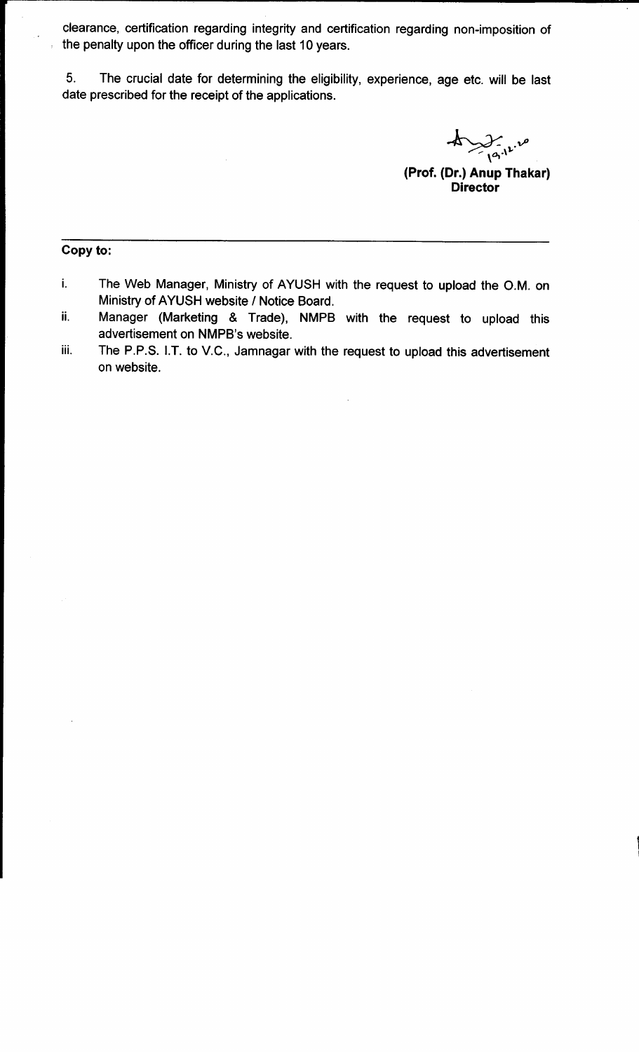clearance, certification regarding integrity and certification regarding non-imposition of the penalty upon the officer during the last 10 years.

5. The crucial date for determining the eligibility, experience, age etc. will be last date prescribed for the receipt of the applications.

19.12.20

**(Prof. (Dr.) Anup Thakar)**
**Director**

---

**Copy to:**

i. The Web Manager, Ministry of AYUSH with the request to upload the O.M. on Ministry of AYUSH website / Notice Board.

ii. Manager (Marketing & Trade), NMPB with the request to upload this advertisement on NMPB's website.

iii. The P.P.S. I.T. to V.C., Jamnagar with the request to upload this advertisement on website.